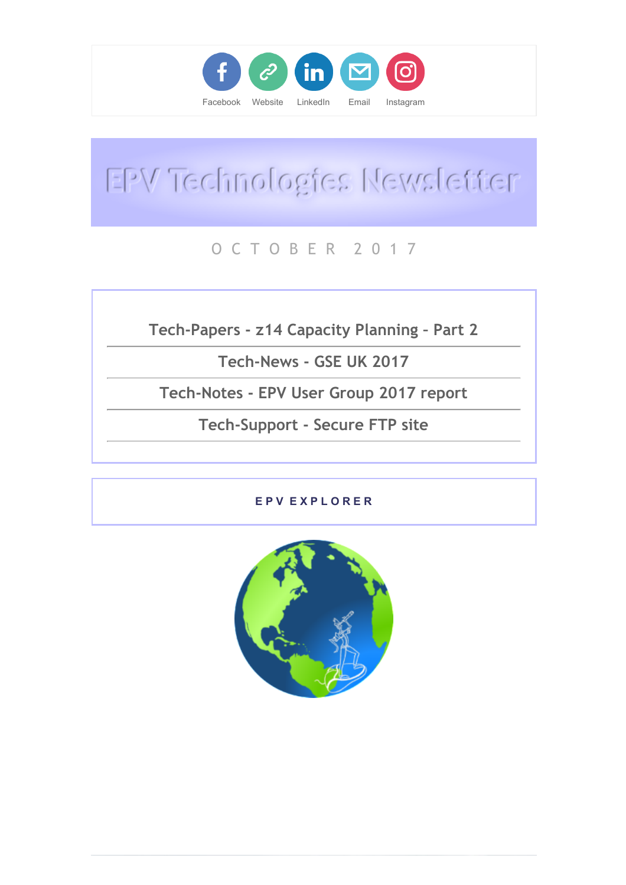Facebook Website LinkedIn Email Instagram

# EPV Technologies Newsletter

OCTOBER 2017

Tech-Papers - z14 Capacity Planning - Part 2

Tech-News - GSE UK 2017

Tech-Notes - EPV User Group 2017 report

Tech-Support - Secure FTP site

**EPV EXPLORER**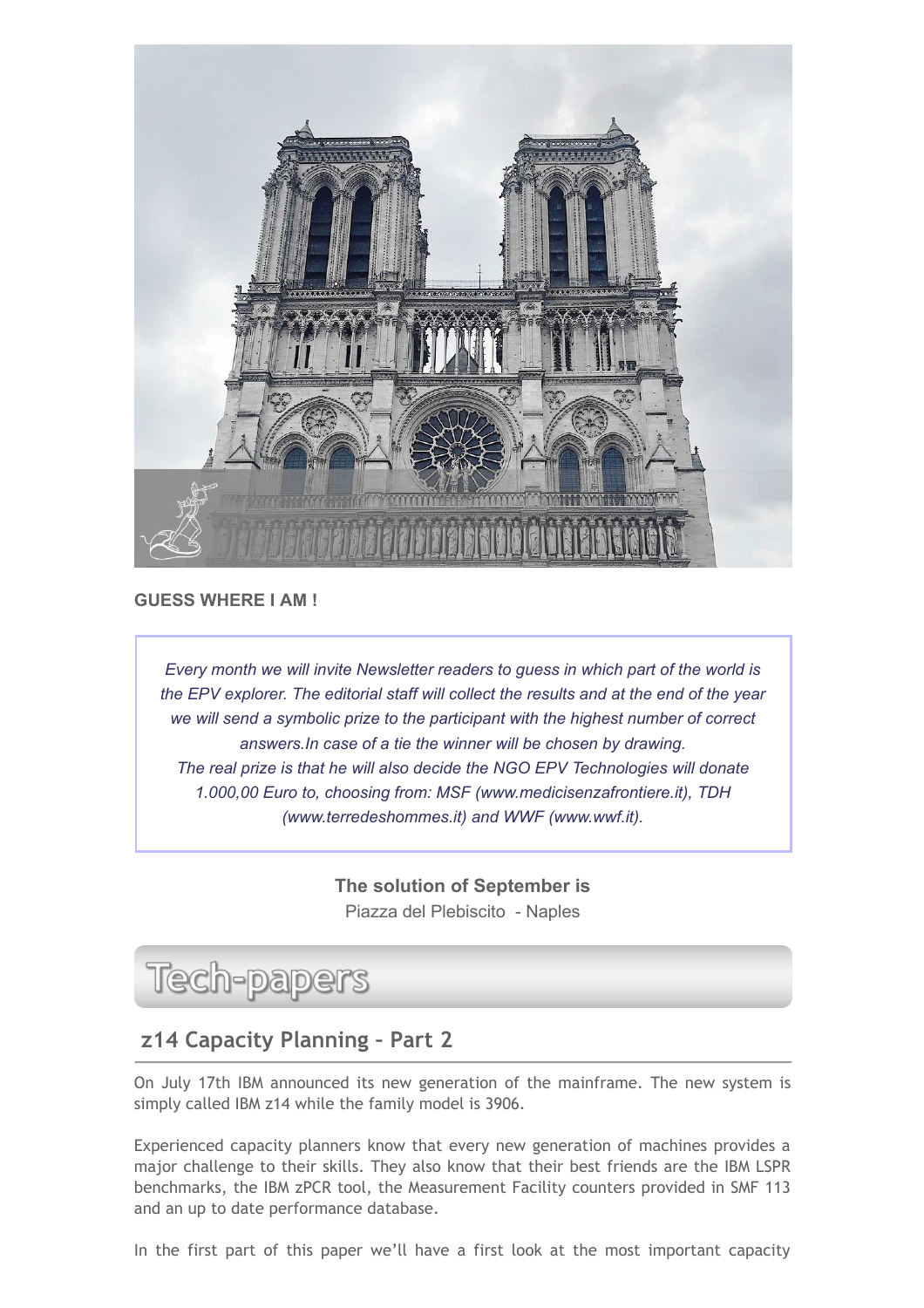**GUESS WHERE I AM !**

*Every month we will invite Newsletter readers to guess in which part of the world is the EPV explorer. The editorial staff will collect the results and at the end of the year we will send a symbolic prize to the participant with the highest number of correct answers.In case of a tie the winner will be chosen by drawing.*
*The real prize is that he will also decide the NGO EPV Technologies will donate 1.000,00 Euro to, choosing from: MSF (www.medicisenzafrontiere.it), TDH (www.terredeshommes.it) and WWF (www.wwf.it).*

**The solution of September is**
Piazza del Plebiscito - Naples

# Tech-papers

## z14 Capacity Planning – Part 2

On July 17th IBM announced its new generation of the mainframe. The new system is simply called IBM z14 while the family model is 3906.

Experienced capacity planners know that every new generation of machines provides a major challenge to their skills. They also know that their best friends are the IBM LSPR benchmarks, the IBM zPCR tool, the Measurement Facility counters provided in SMF 113 and an up to date performance database.

In the first part of this paper we'll have a first look at the most important capacity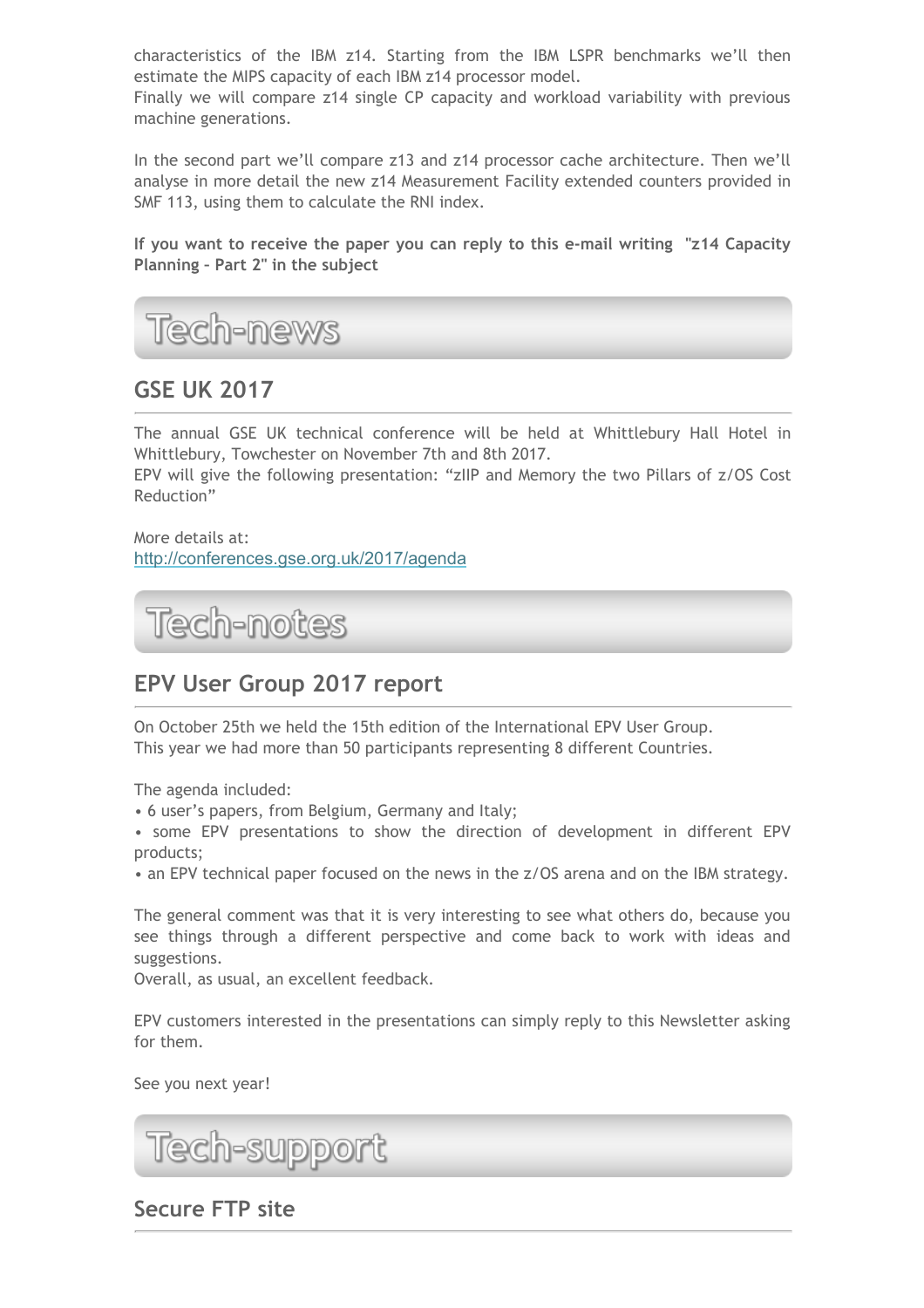characteristics of the IBM z14. Starting from the IBM LSPR benchmarks we'll then estimate the MIPS capacity of each IBM z14 processor model.
Finally we will compare z14 single CP capacity and workload variability with previous machine generations.

In the second part we'll compare z13 and z14 processor cache architecture. Then we'll analyse in more detail the new z14 Measurement Facility extended counters provided in SMF 113, using them to calculate the RNI index.

**If you want to receive the paper you can reply to this e-mail writing "z14 Capacity Planning - Part 2" in the subject**

# Tech-news

## GSE UK 2017

The annual GSE UK technical conference will be held at Whittlebury Hall Hotel in Whittlebury, Towchester on November 7th and 8th 2017.
EPV will give the following presentation: "zIIP and Memory the two Pillars of z/OS Cost Reduction"

More details at:
http://conferences.gse.org.uk/2017/agenda

# Tech-notes

## EPV User Group 2017 report

On October 25th we held the 15th edition of the International EPV User Group.
This year we had more than 50 participants representing 8 different Countries.

The agenda included:

- 6 user's papers, from Belgium, Germany and Italy;
- some EPV presentations to show the direction of development in different EPV products;
- an EPV technical paper focused on the news in the z/OS arena and on the IBM strategy.

The general comment was that it is very interesting to see what others do, because you see things through a different perspective and come back to work with ideas and suggestions.
Overall, as usual, an excellent feedback.

EPV customers interested in the presentations can simply reply to this Newsletter asking for them.

See you next year!

# Tech-support

## Secure FTP site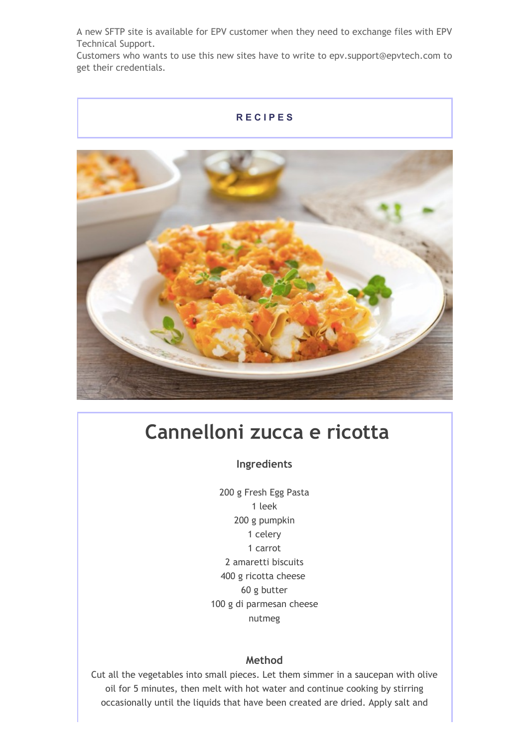A new SFTP site is available for EPV customer when they need to exchange files with EPV Technical Support.
Customers who wants to use this new sites have to write to epv.support@epvtech.com to get their credentials.

## RECIPES

# Cannelloni zucca e ricotta

### Ingredients

200 g Fresh Egg Pasta
1 leek
200 g pumpkin
1 celery
1 carrot
2 amaretti biscuits
400 g ricotta cheese
60 g butter
100 g di parmesan cheese
nutmeg

### Method

Cut all the vegetables into small pieces. Let them simmer in a saucepan with olive oil for 5 minutes, then melt with hot water and continue cooking by stirring occasionally until the liquids that have been created are dried. Apply salt and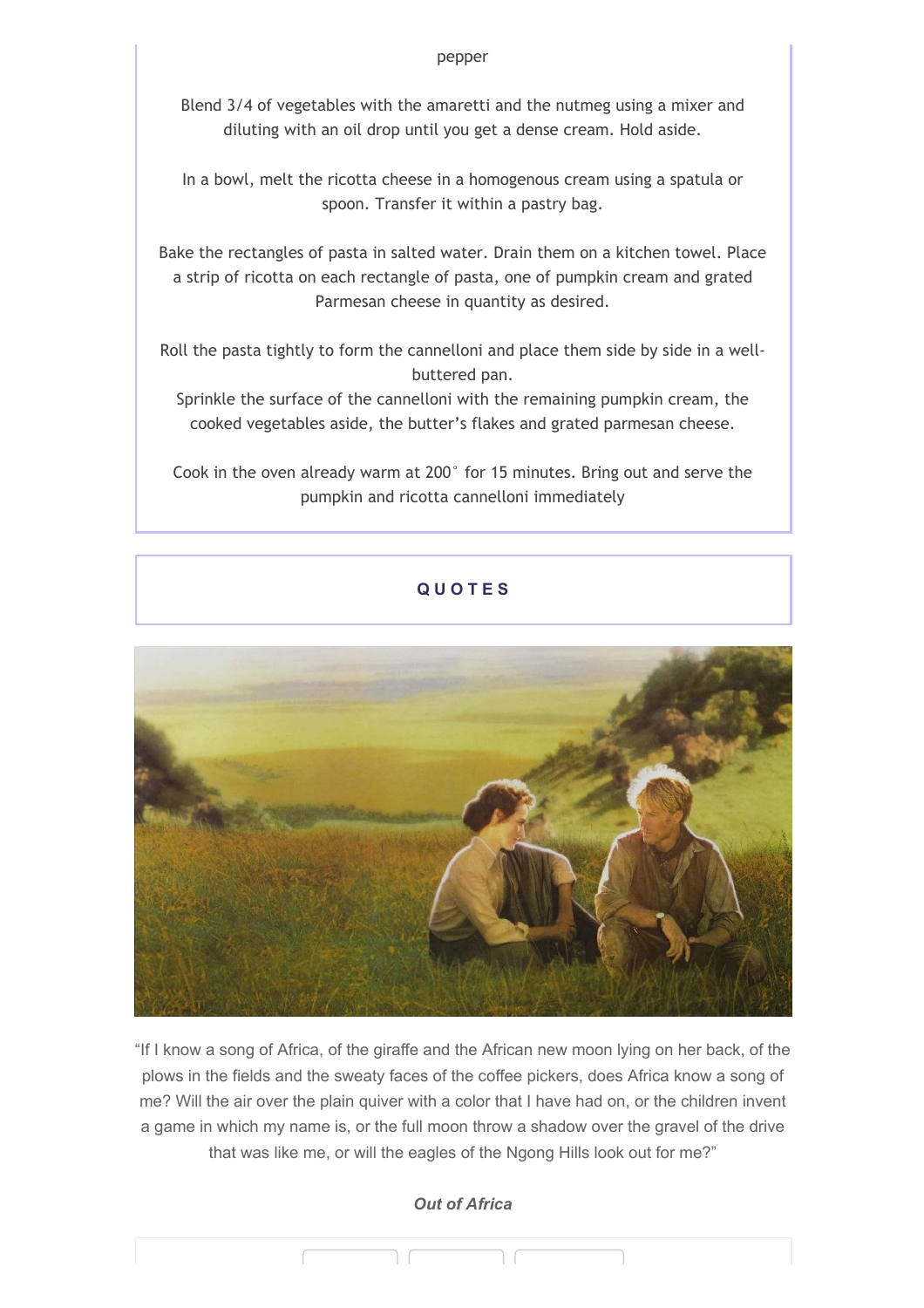pepper

Blend 3/4 of vegetables with the amaretti and the nutmeg using a mixer and diluting with an oil drop until you get a dense cream. Hold aside.

In a bowl, melt the ricotta cheese in a homogenous cream using a spatula or spoon. Transfer it within a pastry bag.

Bake the rectangles of pasta in salted water. Drain them on a kitchen towel. Place a strip of ricotta on each rectangle of pasta, one of pumpkin cream and grated Parmesan cheese in quantity as desired.

Roll the pasta tightly to form the cannelloni and place them side by side in a well-buttered pan.
Sprinkle the surface of the cannelloni with the remaining pumpkin cream, the cooked vegetables aside, the butter's flakes and grated parmesan cheese.

Cook in the oven already warm at 200° for 15 minutes. Bring out and serve the pumpkin and ricotta cannelloni immediately

## QUOTES

"If I know a song of Africa, of the giraffe and the African new moon lying on her back, of the plows in the fields and the sweaty faces of the coffee pickers, does Africa know a song of me? Will the air over the plain quiver with a color that I have had on, or the children invent a game in which my name is, or the full moon throw a shadow over the gravel of the drive that was like me, or will the eagles of the Ngong Hills look out for me?"

***Out of Africa***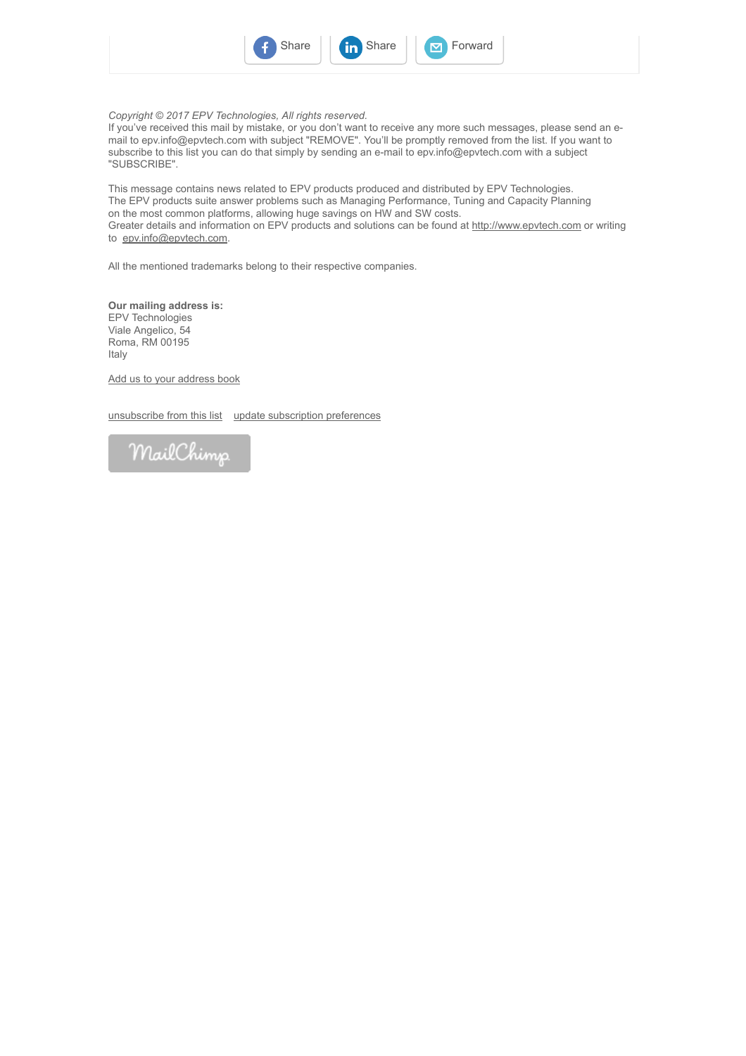Share Share Forward

*Copyright © 2017 EPV Technologies, All rights reserved.*
If you've received this mail by mistake, or you don't want to receive any more such messages, please send an e-mail to epv.info@epvtech.com with subject "REMOVE". You'll be promptly removed from the list. If you want to subscribe to this list you can do that simply by sending an e-mail to epv.info@epvtech.com with a subject "SUBSCRIBE".

This message contains news related to EPV products produced and distributed by EPV Technologies.
The EPV products suite answer problems such as Managing Performance, Tuning and Capacity Planning on the most common platforms, allowing huge savings on HW and SW costs.
Greater details and information on EPV products and solutions can be found at http://www.epvtech.com or writing to epv.info@epvtech.com.

All the mentioned trademarks belong to their respective companies.

**Our mailing address is:**
EPV Technologies
Viale Angelico, 54
Roma, RM 00195
Italy

Add us to your address book

unsubscribe from this list    update subscription preferences

MailChimp